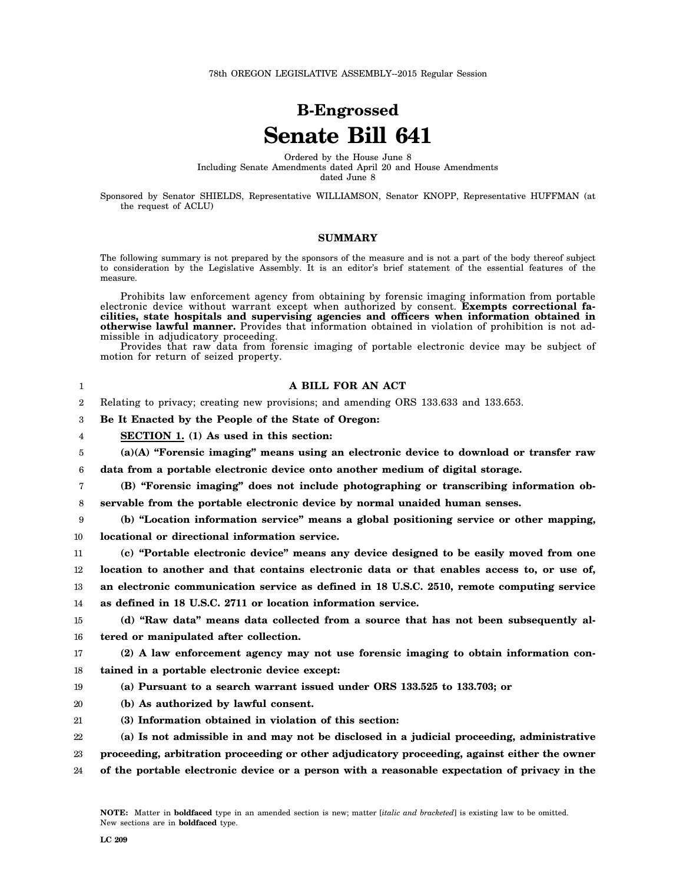78th OREGON LEGISLATIVE ASSEMBLY--2015 Regular Session

# B-Engrossed
# Senate Bill 641

Ordered by the House June 8
Including Senate Amendments dated April 20 and House Amendments dated June 8

Sponsored by Senator SHIELDS, Representative WILLIAMSON, Senator KNOPP, Representative HUFFMAN (at the request of ACLU)

## SUMMARY

The following summary is not prepared by the sponsors of the measure and is not a part of the body thereof subject to consideration by the Legislative Assembly. It is an editor's brief statement of the essential features of the measure.

Prohibits law enforcement agency from obtaining by forensic imaging information from portable electronic device without warrant except when authorized by consent. **Exempts correctional facilities, state hospitals and supervising agencies and officers when information obtained in otherwise lawful manner.** Provides that information obtained in violation of prohibition is not admissible in adjudicatory proceeding.

Provides that raw data from forensic imaging of portable electronic device may be subject of motion for return of seized property.

## A BILL FOR AN ACT

Relating to privacy; creating new provisions; and amending ORS 133.633 and 133.653.

**Be It Enacted by the People of the State of Oregon:**

**SECTION 1. (1) As used in this section:**

**(a)(A) "Forensic imaging" means using an electronic device to download or transfer raw data from a portable electronic device onto another medium of digital storage.**

**(B) "Forensic imaging" does not include photographing or transcribing information observable from the portable electronic device by normal unaided human senses.**

**(b) "Location information service" means a global positioning service or other mapping, locational or directional information service.**

**(c) "Portable electronic device" means any device designed to be easily moved from one location to another and that contains electronic data or that enables access to, or use of, an electronic communication service as defined in 18 U.S.C. 2510, remote computing service as defined in 18 U.S.C. 2711 or location information service.**

**(d) "Raw data" means data collected from a source that has not been subsequently altered or manipulated after collection.**

**(2) A law enforcement agency may not use forensic imaging to obtain information contained in a portable electronic device except:**

**(a) Pursuant to a search warrant issued under ORS 133.525 to 133.703; or**

**(b) As authorized by lawful consent.**

**(3) Information obtained in violation of this section:**

**(a) Is not admissible in and may not be disclosed in a judicial proceeding, administrative proceeding, arbitration proceeding or other adjudicatory proceeding, against either the owner of the portable electronic device or a person with a reasonable expectation of privacy in the**

NOTE: Matter in **boldfaced** type in an amended section is new; matter [*italic and bracketed*] is existing law to be omitted. New sections are in **boldfaced** type.

LC 209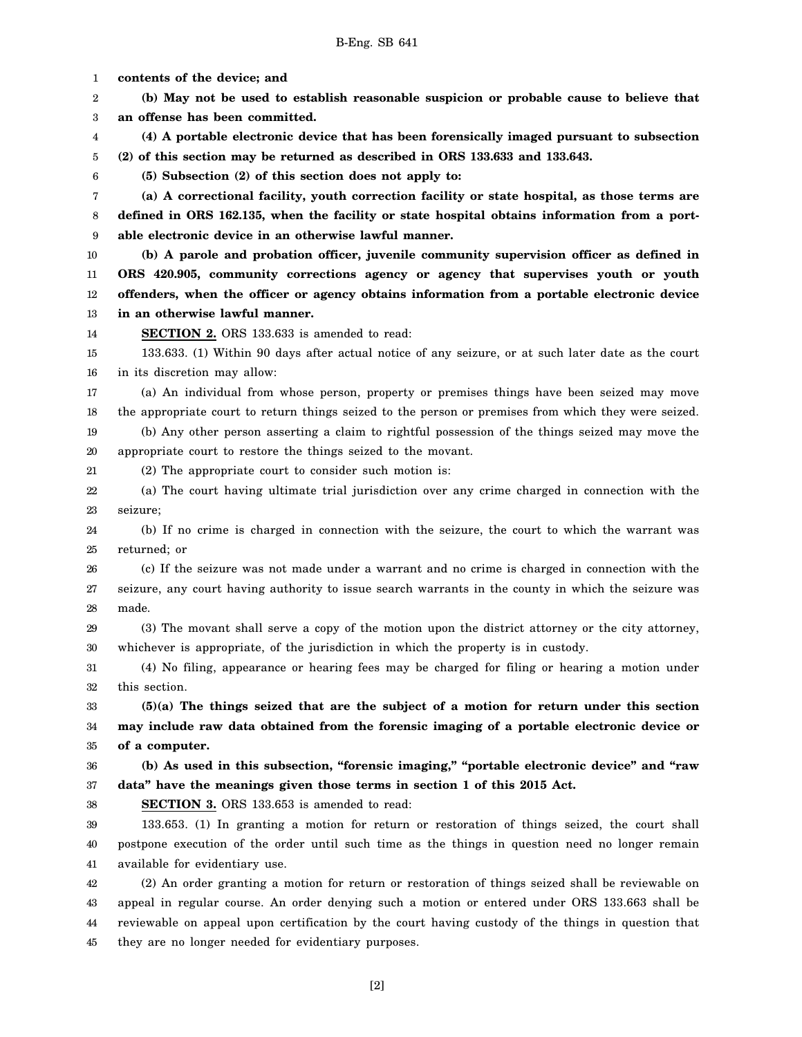**contents of the device; and**

**(b) May not be used to establish reasonable suspicion or probable cause to believe that an offense has been committed.**

**(4) A portable electronic device that has been forensically imaged pursuant to subsection (2) of this section may be returned as described in ORS 133.633 and 133.643.**

**(5) Subsection (2) of this section does not apply to:**

**(a) A correctional facility, youth correction facility or state hospital, as those terms are defined in ORS 162.135, when the facility or state hospital obtains information from a portable electronic device in an otherwise lawful manner.**

**(b) A parole and probation officer, juvenile community supervision officer as defined in ORS 420.905, community corrections agency or agency that supervises youth or youth offenders, when the officer or agency obtains information from a portable electronic device in an otherwise lawful manner.**

**SECTION 2.** ORS 133.633 is amended to read:

133.633. (1) Within 90 days after actual notice of any seizure, or at such later date as the court in its discretion may allow:

(a) An individual from whose person, property or premises things have been seized may move the appropriate court to return things seized to the person or premises from which they were seized.

(b) Any other person asserting a claim to rightful possession of the things seized may move the appropriate court to restore the things seized to the movant.

(2) The appropriate court to consider such motion is:

(a) The court having ultimate trial jurisdiction over any crime charged in connection with the seizure;

(b) If no crime is charged in connection with the seizure, the court to which the warrant was returned; or

(c) If the seizure was not made under a warrant and no crime is charged in connection with the seizure, any court having authority to issue search warrants in the county in which the seizure was made.

(3) The movant shall serve a copy of the motion upon the district attorney or the city attorney, whichever is appropriate, of the jurisdiction in which the property is in custody.

(4) No filing, appearance or hearing fees may be charged for filing or hearing a motion under this section.

**(5)(a) The things seized that are the subject of a motion for return under this section may include raw data obtained from the forensic imaging of a portable electronic device or of a computer.**

**(b) As used in this subsection, "forensic imaging," "portable electronic device" and "raw data" have the meanings given those terms in section 1 of this 2015 Act.**

**SECTION 3.** ORS 133.653 is amended to read:

133.653. (1) In granting a motion for return or restoration of things seized, the court shall postpone execution of the order until such time as the things in question need no longer remain available for evidentiary use.

(2) An order granting a motion for return or restoration of things seized shall be reviewable on appeal in regular course. An order denying such a motion or entered under ORS 133.663 shall be reviewable on appeal upon certification by the court having custody of the things in question that they are no longer needed for evidentiary purposes.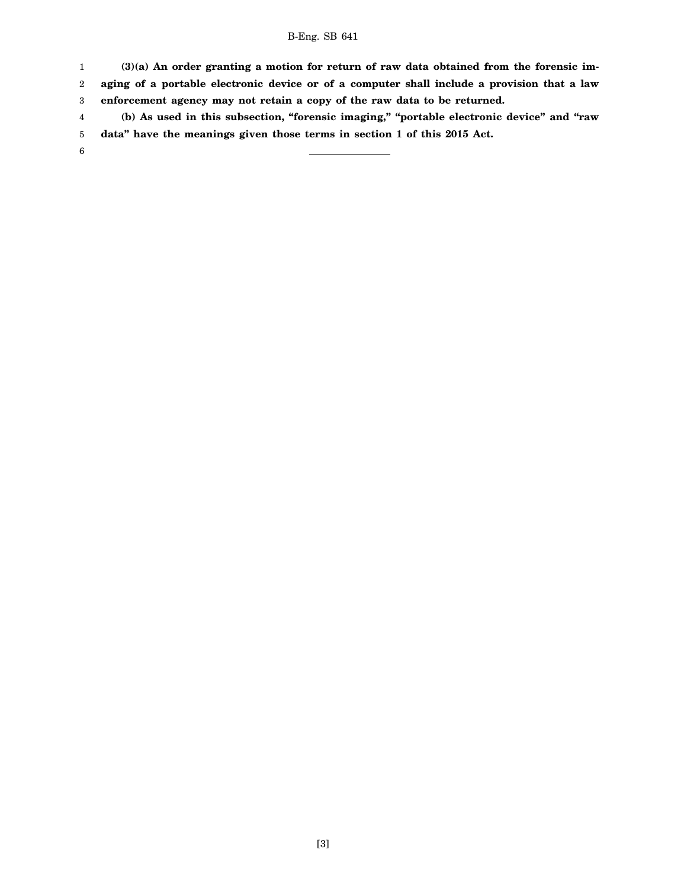**(3)(a) An order granting a motion for return of raw data obtained from the forensic imaging of a portable electronic device or of a computer shall include a provision that a law enforcement agency may not retain a copy of the raw data to be returned.**

**(b) As used in this subsection, "forensic imaging," "portable electronic device" and "raw data" have the meanings given those terms in section 1 of this 2015 Act.**